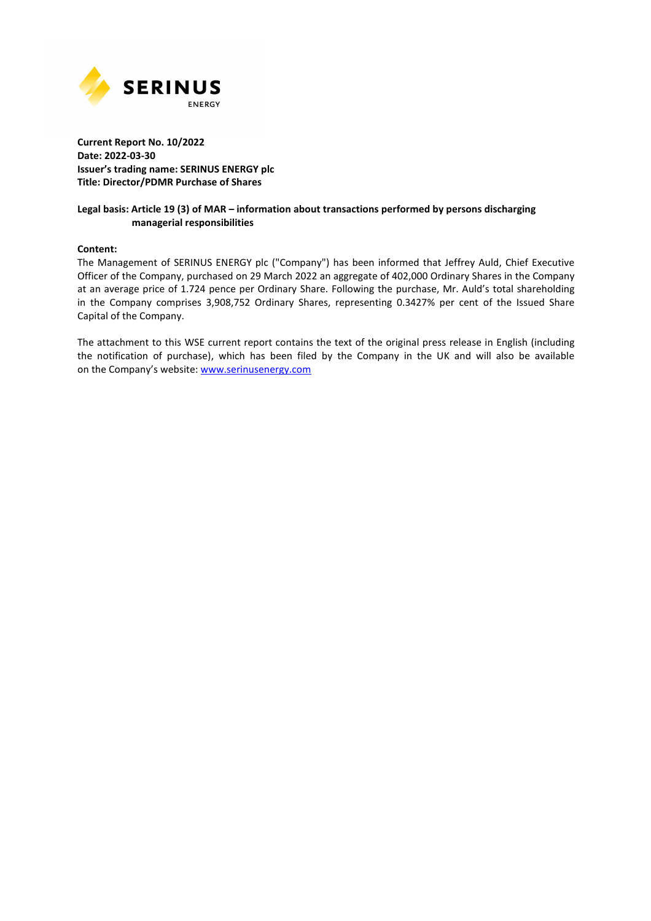SERINUS ENERGY

**Current Report No. 10/2022**
**Date: 2022-03-30**
**Issuer's trading name: SERINUS ENERGY plc**
**Title: Director/PDMR Purchase of Shares**

**Legal basis: Article 19 (3) of MAR – information about transactions performed by persons discharging managerial responsibilities**

**Content:**

The Management of SERINUS ENERGY plc ("Company") has been informed that Jeffrey Auld, Chief Executive Officer of the Company, purchased on 29 March 2022 an aggregate of 402,000 Ordinary Shares in the Company at an average price of 1.724 pence per Ordinary Share. Following the purchase, Mr. Auld's total shareholding in the Company comprises 3,908,752 Ordinary Shares, representing 0.3427% per cent of the Issued Share Capital of the Company.

The attachment to this WSE current report contains the text of the original press release in English (including the notification of purchase), which has been filed by the Company in the UK and will also be available on the Company's website: www.serinusenergy.com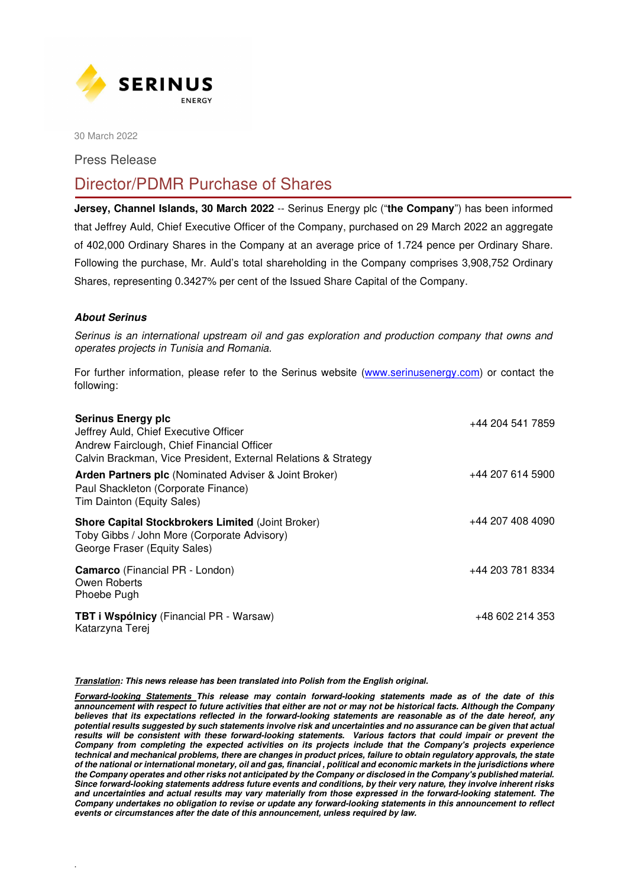30 March 2022

Press Release

# Director/PDMR Purchase of Shares

**Jersey, Channel Islands, 30 March 2022** -- Serinus Energy plc ("**the Company**") has been informed that Jeffrey Auld, Chief Executive Officer of the Company, purchased on 29 March 2022 an aggregate of 402,000 Ordinary Shares in the Company at an average price of 1.724 pence per Ordinary Share. Following the purchase, Mr. Auld's total shareholding in the Company comprises 3,908,752 Ordinary Shares, representing 0.3427% per cent of the Issued Share Capital of the Company.

### *About Serinus*

*Serinus is an international upstream oil and gas exploration and production company that owns and operates projects in Tunisia and Romania.*

For further information, please refer to the Serinus website (www.serinusenergy.com) or contact the following:

| | |
|---|---|
| **Serinus Energy plc**<br>Jeffrey Auld, Chief Executive Officer<br>Andrew Fairclough, Chief Financial Officer<br>Calvin Brackman, Vice President, External Relations & Strategy | +44 204 541 7859 |
| **Arden Partners plc** (Nominated Adviser & Joint Broker)<br>Paul Shackleton (Corporate Finance)<br>Tim Dainton (Equity Sales) | +44 207 614 5900 |
| **Shore Capital Stockbrokers Limited** (Joint Broker)<br>Toby Gibbs / John More (Corporate Advisory)<br>George Fraser (Equity Sales) | +44 207 408 4090 |
| **Camarco** (Financial PR - London)<br>Owen Roberts<br>Phoebe Pugh | +44 203 781 8334 |
| **TBT i Wspólnicy** (Financial PR - Warsaw)<br>Katarzyna Terej | +48 602 214 353 |

***Translation*: This news release has been translated into Polish from the English original.**

***Forward-looking Statements* This release may contain forward-looking statements made as of the date of this announcement with respect to future activities that either are not or may not be historical facts. Although the Company believes that its expectations reflected in the forward-looking statements are reasonable as of the date hereof, any potential results suggested by such statements involve risk and uncertainties and no assurance can be given that actual results will be consistent with these forward-looking statements. Various factors that could impair or prevent the Company from completing the expected activities on its projects include that the Company's projects experience technical and mechanical problems, there are changes in product prices, failure to obtain regulatory approvals, the state of the national or international monetary, oil and gas, financial , political and economic markets in the jurisdictions where the Company operates and other risks not anticipated by the Company or disclosed in the Company's published material. Since forward-looking statements address future events and conditions, by their very nature, they involve inherent risks and uncertainties and actual results may vary materially from those expressed in the forward-looking statement. The Company undertakes no obligation to revise or update any forward-looking statements in this announcement to reflect events or circumstances after the date of this announcement, unless required by law.**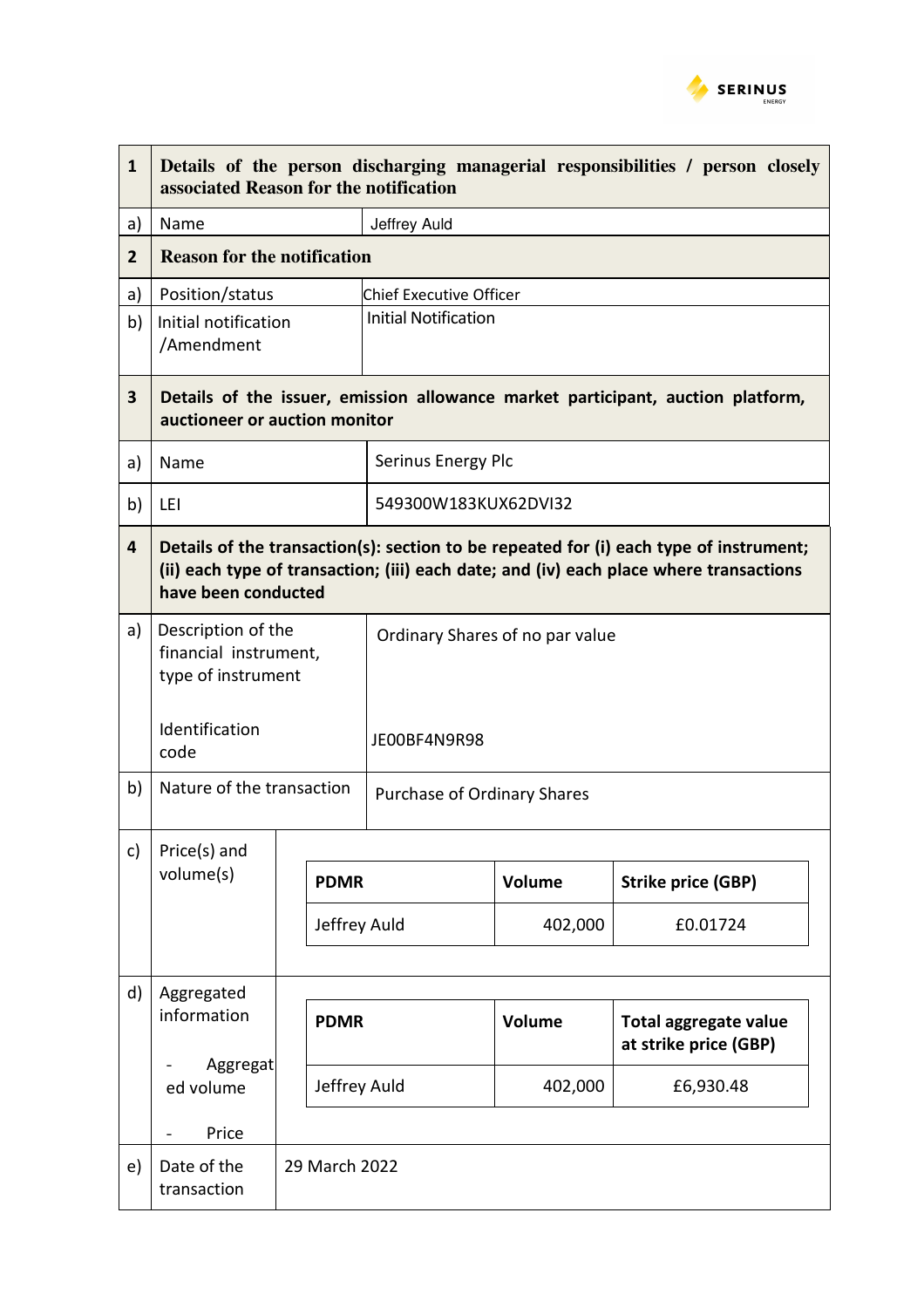| | | |
|---|---|---|
| **1** | **Details of the person discharging managerial responsibilities / person closely associated Reason for the notification** | |
| a) | Name | Jeffrey Auld |
| **2** | **Reason for the notification** | |
| a) | Position/status | Chief Executive Officer |
| b) | Initial notification /Amendment | Initial Notification |
| **3** | **Details of the issuer, emission allowance market participant, auction platform, auctioneer or auction monitor** | |
| a) | Name | Serinus Energy Plc |
| b) | LEI | 549300W183KUX62DVI32 |
| **4** | **Details of the transaction(s): section to be repeated for (i) each type of instrument; (ii) each type of transaction; (iii) each date; and (iv) each place where transactions have been conducted** | |
| a) | Description of the financial instrument, type of instrument<br><br>Identification code | Ordinary Shares of no par value<br><br>JE00BF4N9R98 |
| b) | Nature of the transaction | Purchase of Ordinary Shares |
| c) | Price(s) and volume(s) | **PDMR**: Jeffrey Auld; **Volume**: 402,000; **Strike price (GBP)**: £0.01724 |
| d) | Aggregated information<br>- Aggregated volume<br>- Price | **PDMR**: Jeffrey Auld; **Volume**: 402,000; **Total aggregate value at strike price (GBP)**: £6,930.48 |
| e) | Date of the transaction | 29 March 2022 |

**c) Price(s) and volume(s)**

| PDMR | Volume | Strike price (GBP) |
|---|---|---|
| Jeffrey Auld | 402,000 | £0.01724 |

**d) Aggregated information**

| PDMR | Volume | Total aggregate value at strike price (GBP) |
|---|---|---|
| Jeffrey Auld | 402,000 | £6,930.48 |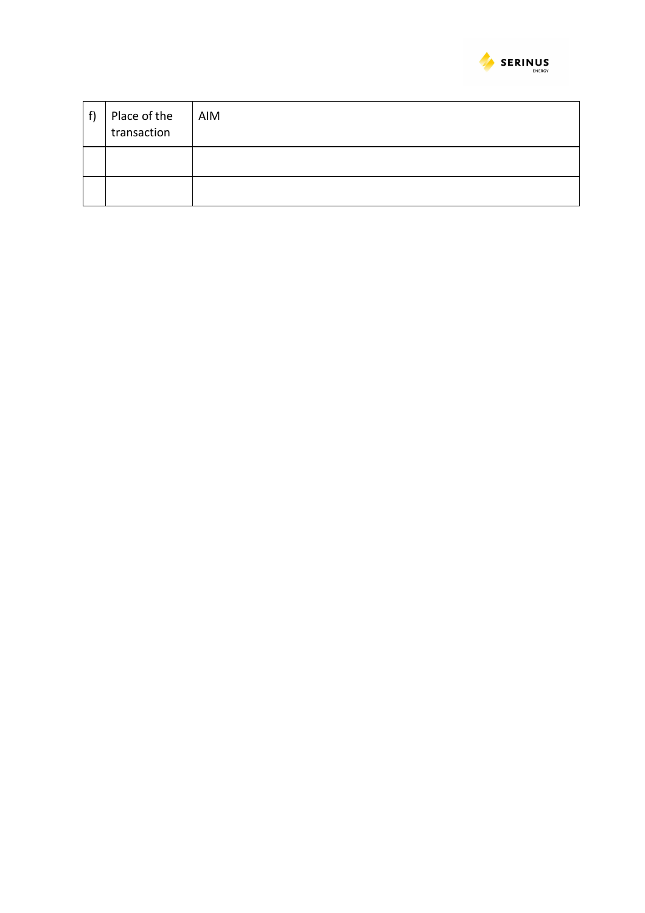| | | |
|---|---|---|
| f) | Place of the transaction | AIM |
| | | |
| | | |